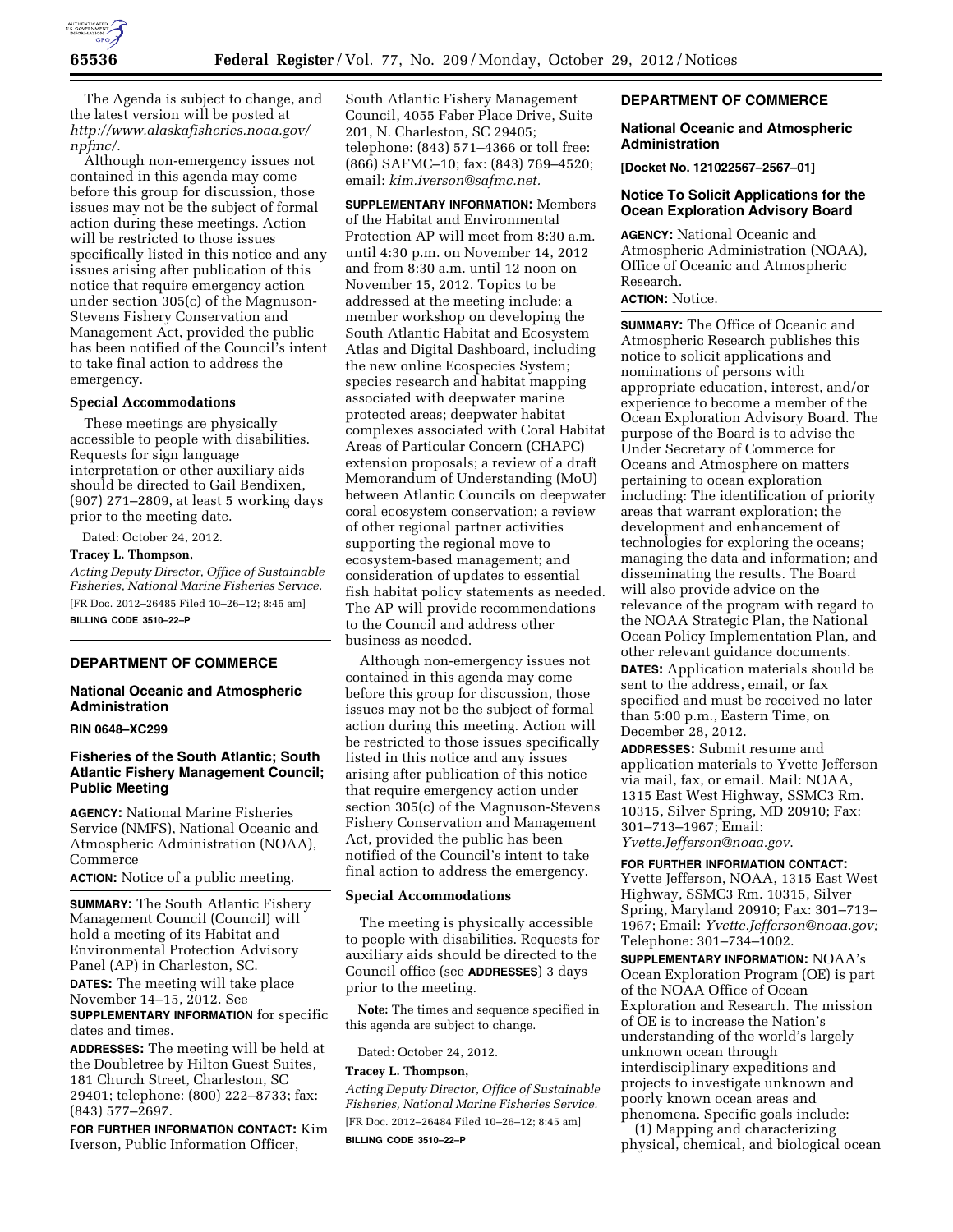The Agenda is subject to change, and the latest version will be posted at *http://www.alaskafisheries.noaa.gov/npfmc/*.

Although non-emergency issues not contained in this agenda may come before this group for discussion, those issues may not be the subject of formal action during these meetings. Action will be restricted to those issues specifically listed in this notice and any issues arising after publication of this notice that require emergency action under section 305(c) of the Magnuson-Stevens Fishery Conservation and Management Act, provided the public has been notified of the Council's intent to take final action to address the emergency.

### Special Accommodations

These meetings are physically accessible to people with disabilities. Requests for sign language interpretation or other auxiliary aids should be directed to Gail Bendixen, (907) 271–2809, at least 5 working days prior to the meeting date.

Dated: October 24, 2012.

**Tracey L. Thompson,**

*Acting Deputy Director, Office of Sustainable Fisheries, National Marine Fisheries Service.*

[FR Doc. 2012–26485 Filed 10–26–12; 8:45 am]

**BILLING CODE 3510–22–P**

## DEPARTMENT OF COMMERCE

### National Oceanic and Atmospheric Administration

**RIN 0648–XC299**

### Fisheries of the South Atlantic; South Atlantic Fishery Management Council; Public Meeting

**AGENCY:** National Marine Fisheries Service (NMFS), National Oceanic and Atmospheric Administration (NOAA), Commerce

**ACTION:** Notice of a public meeting.

**SUMMARY:** The South Atlantic Fishery Management Council (Council) will hold a meeting of its Habitat and Environmental Protection Advisory Panel (AP) in Charleston, SC.

**DATES:** The meeting will take place November 14–15, 2012. See **SUPPLEMENTARY INFORMATION** for specific dates and times.

**ADDRESSES:** The meeting will be held at the Doubletree by Hilton Guest Suites, 181 Church Street, Charleston, SC 29401; telephone: (800) 222–8733; fax: (843) 577–2697.

**FOR FURTHER INFORMATION CONTACT:** Kim Iverson, Public Information Officer, South Atlantic Fishery Management Council, 4055 Faber Place Drive, Suite 201, N. Charleston, SC 29405; telephone: (843) 571–4366 or toll free: (866) SAFMC–10; fax: (843) 769–4520; email: *kim.iverson@safmc.net.*

**SUPPLEMENTARY INFORMATION:** Members of the Habitat and Environmental Protection AP will meet from 8:30 a.m. until 4:30 p.m. on November 14, 2012 and from 8:30 a.m. until 12 noon on November 15, 2012. Topics to be addressed at the meeting include: a member workshop on developing the South Atlantic Habitat and Ecosystem Atlas and Digital Dashboard, including the new online Ecospecies System; species research and habitat mapping associated with deepwater marine protected areas; deepwater habitat complexes associated with Coral Habitat Areas of Particular Concern (CHAPC) extension proposals; a review of a draft Memorandum of Understanding (MoU) between Atlantic Councils on deepwater coral ecosystem conservation; a review of other regional partner activities supporting the regional move to ecosystem-based management; and consideration of updates to essential fish habitat policy statements as needed. The AP will provide recommendations to the Council and address other business as needed.

Although non-emergency issues not contained in this agenda may come before this group for discussion, those issues may not be the subject of formal action during this meeting. Action will be restricted to those issues specifically listed in this notice and any issues arising after publication of this notice that require emergency action under section 305(c) of the Magnuson-Stevens Fishery Conservation and Management Act, provided the public has been notified of the Council's intent to take final action to address the emergency.

### Special Accommodations

The meeting is physically accessible to people with disabilities. Requests for auxiliary aids should be directed to the Council office (see **ADDRESSES**) 3 days prior to the meeting.

**Note:** The times and sequence specified in this agenda are subject to change.

Dated: October 24, 2012.

**Tracey L. Thompson,**

*Acting Deputy Director, Office of Sustainable Fisheries, National Marine Fisheries Service.*

[FR Doc. 2012–26484 Filed 10–26–12; 8:45 am]

**BILLING CODE 3510–22–P**

## DEPARTMENT OF COMMERCE

### National Oceanic and Atmospheric Administration

**[Docket No. 121022567–2567–01]**

### Notice To Solicit Applications for the Ocean Exploration Advisory Board

**AGENCY:** National Oceanic and Atmospheric Administration (NOAA), Office of Oceanic and Atmospheric Research.

**ACTION:** Notice.

**SUMMARY:** The Office of Oceanic and Atmospheric Research publishes this notice to solicit applications and nominations of persons with appropriate education, interest, and/or experience to become a member of the Ocean Exploration Advisory Board. The purpose of the Board is to advise the Under Secretary of Commerce for Oceans and Atmosphere on matters pertaining to ocean exploration including: The identification of priority areas that warrant exploration; the development and enhancement of technologies for exploring the oceans; managing the data and information; and disseminating the results. The Board will also provide advice on the relevance of the program with regard to the NOAA Strategic Plan, the National Ocean Policy Implementation Plan, and other relevant guidance documents.

**DATES:** Application materials should be sent to the address, email, or fax specified and must be received no later than 5:00 p.m., Eastern Time, on December 28, 2012.

**ADDRESSES:** Submit resume and application materials to Yvette Jefferson via mail, fax, or email. Mail: NOAA, 1315 East West Highway, SSMC3 Rm. 10315, Silver Spring, MD 20910; Fax: 301–713–1967; Email: *Yvette.Jefferson@noaa.gov.*

**FOR FURTHER INFORMATION CONTACT:** Yvette Jefferson, NOAA, 1315 East West Highway, SSMC3 Rm. 10315, Silver Spring, Maryland 20910; Fax: 301–713–1967; Email: *Yvette.Jefferson@noaa.gov;* Telephone: 301–734–1002.

**SUPPLEMENTARY INFORMATION:** NOAA's Ocean Exploration Program (OE) is part of the NOAA Office of Ocean Exploration and Research. The mission of OE is to increase the Nation's understanding of the world's largely unknown ocean through interdisciplinary expeditions and projects to investigate unknown and poorly known ocean areas and phenomena. Specific goals include:

(1) Mapping and characterizing physical, chemical, and biological ocean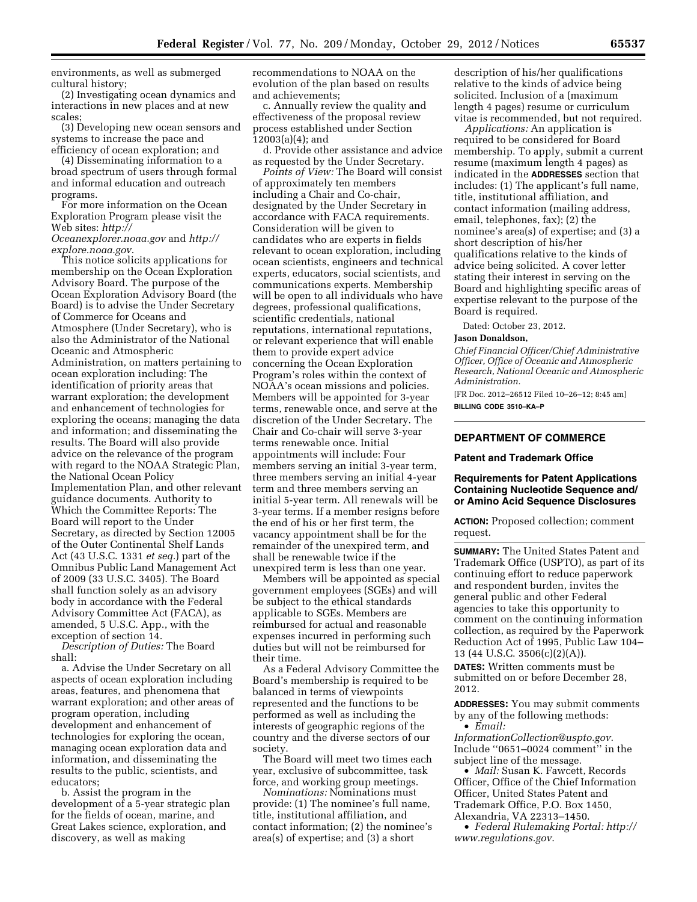environments, as well as submerged cultural history;

(2) Investigating ocean dynamics and interactions in new places and at new scales;

(3) Developing new ocean sensors and systems to increase the pace and efficiency of ocean exploration; and

(4) Disseminating information to a broad spectrum of users through formal and informal education and outreach programs.

For more information on the Ocean Exploration Program please visit the Web sites: *http://Oceanexplorer.noaa.gov* and *http://explore.noaa.gov*.

This notice solicits applications for membership on the Ocean Exploration Advisory Board. The purpose of the Ocean Exploration Advisory Board (the Board) is to advise the Under Secretary of Commerce for Oceans and Atmosphere (Under Secretary), who is also the Administrator of the National Oceanic and Atmospheric Administration, on matters pertaining to ocean exploration including: The identification of priority areas that warrant exploration; the development and enhancement of technologies for exploring the oceans; managing the data and information; and disseminating the results. The Board will also provide advice on the relevance of the program with regard to the NOAA Strategic Plan, the National Ocean Policy Implementation Plan, and other relevant guidance documents. Authority to Which the Committee Reports: The Board will report to the Under Secretary, as directed by Section 12005 of the Outer Continental Shelf Lands Act (43 U.S.C. 1331 *et seq.*) part of the Omnibus Public Land Management Act of 2009 (33 U.S.C. 3405). The Board shall function solely as an advisory body in accordance with the Federal Advisory Committee Act (FACA), as amended, 5 U.S.C. App., with the exception of section 14.

*Description of Duties:* The Board shall:

a. Advise the Under Secretary on all aspects of ocean exploration including areas, features, and phenomena that warrant exploration; and other areas of program operation, including development and enhancement of technologies for exploring the ocean, managing ocean exploration data and information, and disseminating the results to the public, scientists, and educators;

b. Assist the program in the development of a 5-year strategic plan for the fields of ocean, marine, and Great Lakes science, exploration, and discovery, as well as making recommendations to NOAA on the evolution of the plan based on results and achievements;

c. Annually review the quality and effectiveness of the proposal review process established under Section 12003(a)(4); and

d. Provide other assistance and advice as requested by the Under Secretary.

*Points of View:* The Board will consist of approximately ten members including a Chair and Co-chair, designated by the Under Secretary in accordance with FACA requirements. Consideration will be given to candidates who are experts in fields relevant to ocean exploration, including ocean scientists, engineers and technical experts, educators, social scientists, and communications experts. Membership will be open to all individuals who have degrees, professional qualifications, scientific credentials, national reputations, international reputations, or relevant experience that will enable them to provide expert advice concerning the Ocean Exploration Program's roles within the context of NOAA's ocean missions and policies. Members will be appointed for 3-year terms, renewable once, and serve at the discretion of the Under Secretary. The Chair and Co-chair will serve 3-year terms renewable once. Initial appointments will include: Four members serving an initial 3-year term, three members serving an initial 4-year term and three members serving an initial 5-year term. All renewals will be 3-year terms. If a member resigns before the end of his or her first term, the vacancy appointment shall be for the remainder of the unexpired term, and shall be renewable twice if the unexpired term is less than one year.

Members will be appointed as special government employees (SGEs) and will be subject to the ethical standards applicable to SGEs. Members are reimbursed for actual and reasonable expenses incurred in performing such duties but will not be reimbursed for their time.

As a Federal Advisory Committee the Board's membership is required to be balanced in terms of viewpoints represented and the functions to be performed as well as including the interests of geographic regions of the country and the diverse sectors of our society.

The Board will meet two times each year, exclusive of subcommittee, task force, and working group meetings.

*Nominations:* Nominations must provide: (1) The nominee's full name, title, institutional affiliation, and contact information; (2) the nominee's area(s) of expertise; and (3) a short description of his/her qualifications relative to the kinds of advice being solicited. Inclusion of a (maximum length 4 pages) resume or curriculum vitae is recommended, but not required.

*Applications:* An application is required to be considered for Board membership. To apply, submit a current resume (maximum length 4 pages) as indicated in the **ADDRESSES** section that includes: (1) The applicant's full name, title, institutional affiliation, and contact information (mailing address, email, telephones, fax); (2) the nominee's area(s) of expertise; and (3) a short description of his/her qualifications relative to the kinds of advice being solicited. A cover letter stating their interest in serving on the Board and highlighting specific areas of expertise relevant to the purpose of the Board is required.

Dated: October 23, 2012.

**Jason Donaldson,**

*Chief Financial Officer/Chief Administrative Officer, Office of Oceanic and Atmospheric Research, National Oceanic and Atmospheric Administration.*

[FR Doc. 2012–26512 Filed 10–26–12; 8:45 am]

**BILLING CODE 3510–KA–P**

---

## DEPARTMENT OF COMMERCE

### Patent and Trademark Office

### Requirements for Patent Applications Containing Nucleotide Sequence and/or Amino Acid Sequence Disclosures

**ACTION:** Proposed collection; comment request.

**SUMMARY:** The United States Patent and Trademark Office (USPTO), as part of its continuing effort to reduce paperwork and respondent burden, invites the general public and other Federal agencies to take this opportunity to comment on the continuing information collection, as required by the Paperwork Reduction Act of 1995, Public Law 104–13 (44 U.S.C. 3506(c)(2)(A)).

**DATES:** Written comments must be submitted on or before December 28, 2012.

**ADDRESSES:** You may submit comments by any of the following methods:

- *Email: InformationCollection@uspto.gov*. Include ''0651–0024 comment'' in the subject line of the message.
- *Mail:* Susan K. Fawcett, Records Officer, Office of the Chief Information Officer, United States Patent and Trademark Office, P.O. Box 1450, Alexandria, VA 22313–1450.
- *Federal Rulemaking Portal: http://www.regulations.gov*.